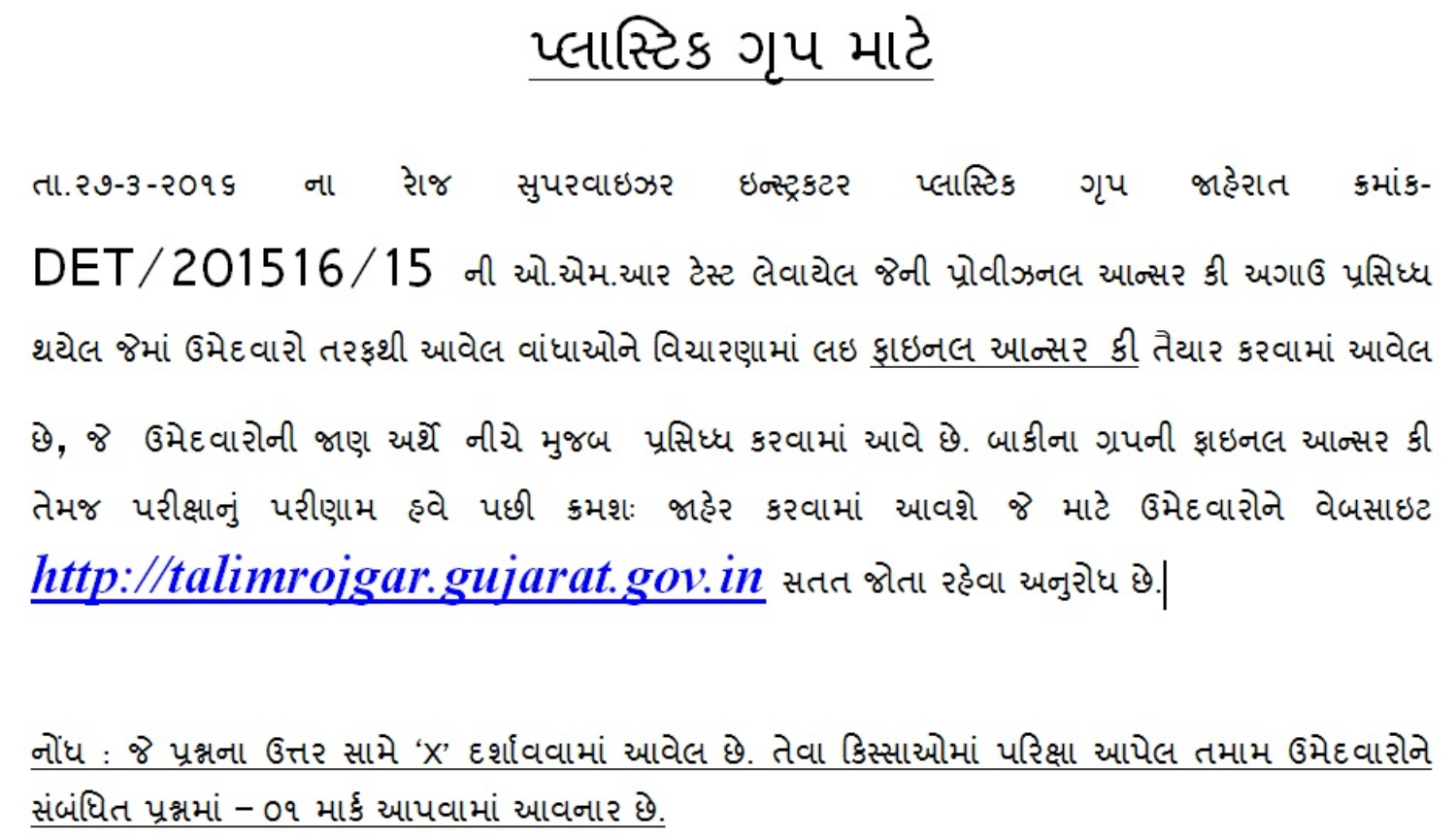# <u>પ્લાસ્ટિક ગૃપ માટે</u>

તા.૨૭-૩-૨૦૧૬ ના રોજ સુપરવાઇઝર ઇન્સ્ટ્રકટર પ્લાસ્ટિક ગૃપ જાહેરાત ક્રમાંક-DET/201516/15 ની ઓ.એમ.આર ટેસ્ટ લેવાયેલ જેની પ્રોવીઝનલ આન્સર કી અગાઉ પ્રસિધ્ધ થયેલ જેમાં ઉમેદવારો તરફથી આવેલ વાંધાઓને વિચારણામાં લઇ <u>ફાઇનલ આન્સર કી</u> તૈયાર કરવામાં આવેલ છે, જે ઉમેદવારોની જાણ અર્થે નીચે મુજબ પ્રસિધ્ધ કરવામાં આવે છે. બાકીના ગ્રુપની ફાઇનલ આન્સર કી તેમજ પરીક્ષાનું પરીણામ હવે પછી ક્રમશઃ જાહેર કરવામાં આવશે જે માટે ઉમેદવારોને વેબસાઇટ ***http://talimrojgar.gujarat.gov.in*** સતત જોતા રહેવા અનુરોધ છે.

<u>નોંધ : જે પ્રશ્નના ઉત્તર સામે 'X' દર્શાવવામાં આવેલ છે. તેવા કિસ્સાઓમાં પરિક્ષા આપેલ તમામ ઉમેદવારોને સંબંધિત પ્રશ્નમાં – ૦૧ માર્ક આપવામાં આવનાર છે.</u>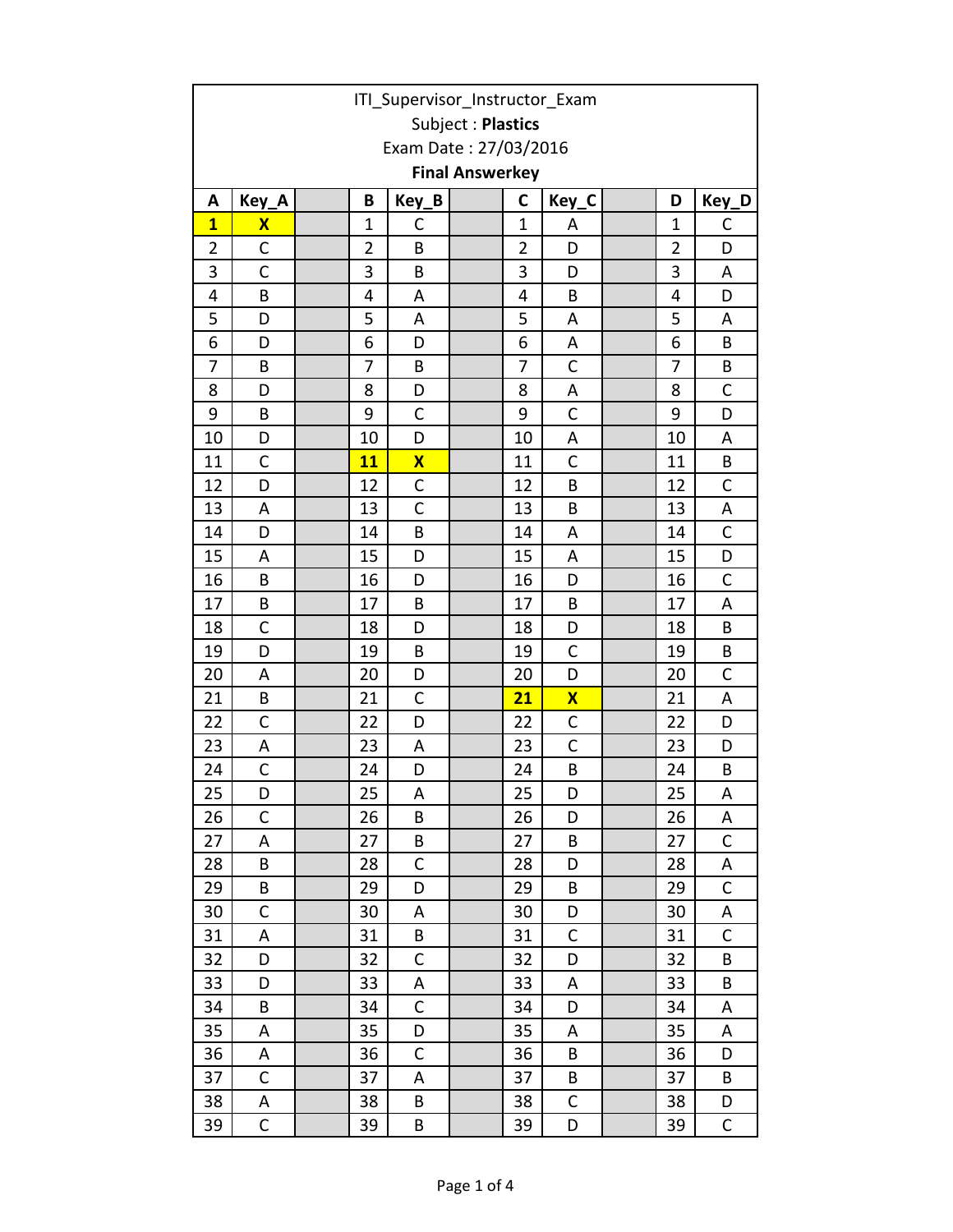ITI_Supervisor_Instructor_Exam

Subject : **Plastics**

Exam Date : 27/03/2016

**Final Answerkey**

| A | Key_A | | B | Key_B | | C | Key_C | | D | Key_D |
|---|---|---|---|---|---|---|---|---|---|---|
| **1** | **X** | | 1 | C | | 1 | A | | 1 | C |
| 2 | C | | 2 | B | | 2 | D | | 2 | D |
| 3 | C | | 3 | B | | 3 | D | | 3 | A |
| 4 | B | | 4 | A | | 4 | B | | 4 | D |
| 5 | D | | 5 | A | | 5 | A | | 5 | A |
| 6 | D | | 6 | D | | 6 | A | | 6 | B |
| 7 | B | | 7 | B | | 7 | C | | 7 | B |
| 8 | D | | 8 | D | | 8 | A | | 8 | C |
| 9 | B | | 9 | C | | 9 | C | | 9 | D |
| 10 | D | | 10 | D | | 10 | A | | 10 | A |
| 11 | C | | **11** | **X** | | 11 | C | | 11 | B |
| 12 | D | | 12 | C | | 12 | B | | 12 | C |
| 13 | A | | 13 | C | | 13 | B | | 13 | A |
| 14 | D | | 14 | B | | 14 | A | | 14 | C |
| 15 | A | | 15 | D | | 15 | A | | 15 | D |
| 16 | B | | 16 | D | | 16 | D | | 16 | C |
| 17 | B | | 17 | B | | 17 | B | | 17 | A |
| 18 | C | | 18 | D | | 18 | D | | 18 | B |
| 19 | D | | 19 | B | | 19 | C | | 19 | B |
| 20 | A | | 20 | D | | 20 | D | | 20 | C |
| 21 | B | | 21 | C | | **21** | **X** | | 21 | A |
| 22 | C | | 22 | D | | 22 | C | | 22 | D |
| 23 | A | | 23 | A | | 23 | C | | 23 | D |
| 24 | C | | 24 | D | | 24 | B | | 24 | B |
| 25 | D | | 25 | A | | 25 | D | | 25 | A |
| 26 | C | | 26 | B | | 26 | D | | 26 | A |
| 27 | A | | 27 | B | | 27 | B | | 27 | C |
| 28 | B | | 28 | C | | 28 | D | | 28 | A |
| 29 | B | | 29 | D | | 29 | B | | 29 | C |
| 30 | C | | 30 | A | | 30 | D | | 30 | A |
| 31 | A | | 31 | B | | 31 | C | | 31 | C |
| 32 | D | | 32 | C | | 32 | D | | 32 | B |
| 33 | D | | 33 | A | | 33 | A | | 33 | B |
| 34 | B | | 34 | C | | 34 | D | | 34 | A |
| 35 | A | | 35 | D | | 35 | A | | 35 | A |
| 36 | A | | 36 | C | | 36 | B | | 36 | D |
| 37 | C | | 37 | A | | 37 | B | | 37 | B |
| 38 | A | | 38 | B | | 38 | C | | 38 | D |
| 39 | C | | 39 | B | | 39 | D | | 39 | C |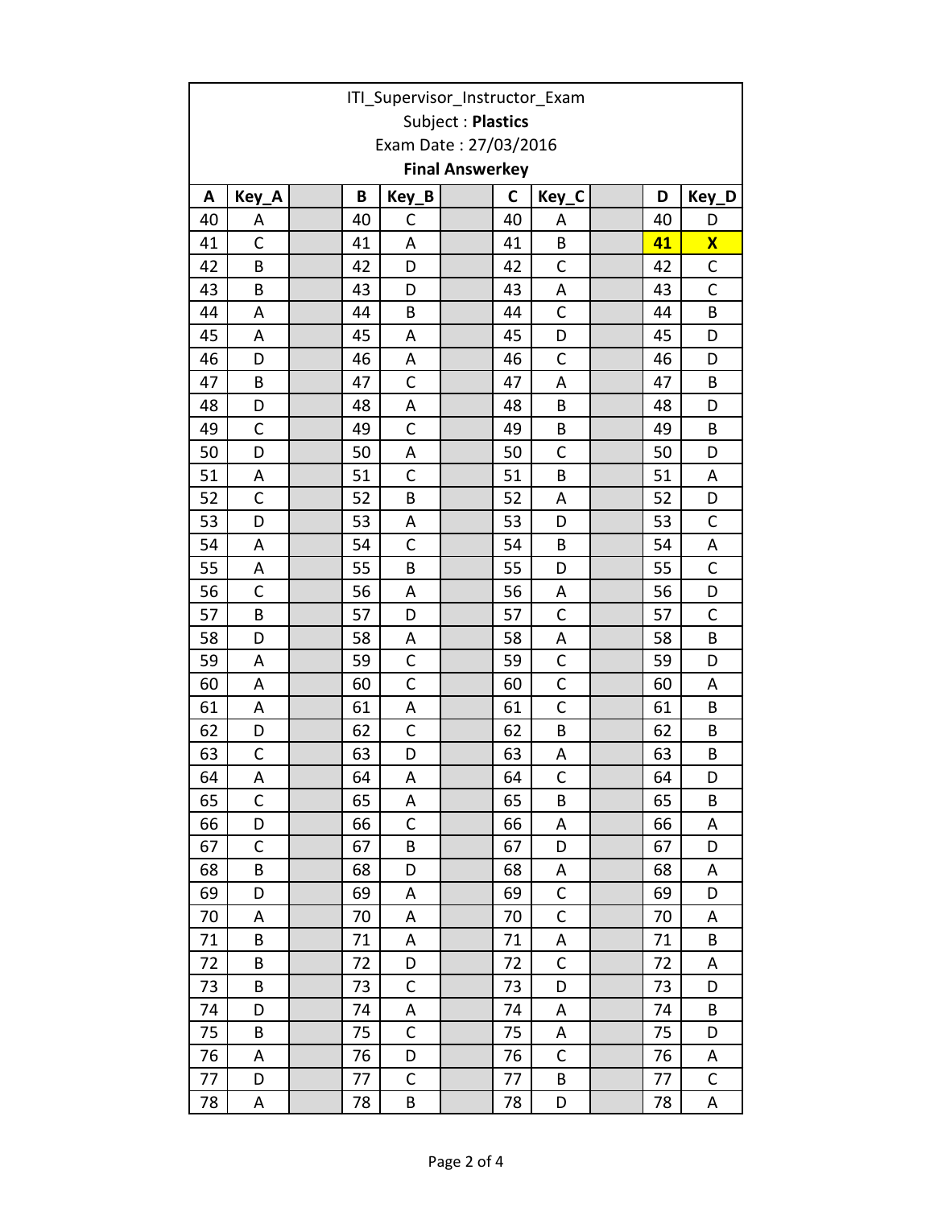ITI_Supervisor_Instructor_Exam

Subject : **Plastics**

Exam Date : 27/03/2016

**Final Answerkey**

| A | Key_A | | B | Key_B | | C | Key_C | | D | Key_D |
|---|---|---|---|---|---|---|---|---|---|---|
| 40 | A | | 40 | C | | 40 | A | | 40 | D |
| 41 | C | | 41 | A | | 41 | B | | **41** | **X** |
| 42 | B | | 42 | D | | 42 | C | | 42 | C |
| 43 | B | | 43 | D | | 43 | A | | 43 | C |
| 44 | A | | 44 | B | | 44 | C | | 44 | B |
| 45 | A | | 45 | A | | 45 | D | | 45 | D |
| 46 | D | | 46 | A | | 46 | C | | 46 | D |
| 47 | B | | 47 | C | | 47 | A | | 47 | B |
| 48 | D | | 48 | A | | 48 | B | | 48 | D |
| 49 | C | | 49 | C | | 49 | B | | 49 | B |
| 50 | D | | 50 | A | | 50 | C | | 50 | D |
| 51 | A | | 51 | C | | 51 | B | | 51 | A |
| 52 | C | | 52 | B | | 52 | A | | 52 | D |
| 53 | D | | 53 | A | | 53 | D | | 53 | C |
| 54 | A | | 54 | C | | 54 | B | | 54 | A |
| 55 | A | | 55 | B | | 55 | D | | 55 | C |
| 56 | C | | 56 | A | | 56 | A | | 56 | D |
| 57 | B | | 57 | D | | 57 | C | | 57 | C |
| 58 | D | | 58 | A | | 58 | A | | 58 | B |
| 59 | A | | 59 | C | | 59 | C | | 59 | D |
| 60 | A | | 60 | C | | 60 | C | | 60 | A |
| 61 | A | | 61 | A | | 61 | C | | 61 | B |
| 62 | D | | 62 | C | | 62 | B | | 62 | B |
| 63 | C | | 63 | D | | 63 | A | | 63 | B |
| 64 | A | | 64 | A | | 64 | C | | 64 | D |
| 65 | C | | 65 | A | | 65 | B | | 65 | B |
| 66 | D | | 66 | C | | 66 | A | | 66 | A |
| 67 | C | | 67 | B | | 67 | D | | 67 | D |
| 68 | B | | 68 | D | | 68 | A | | 68 | A |
| 69 | D | | 69 | A | | 69 | C | | 69 | D |
| 70 | A | | 70 | A | | 70 | C | | 70 | A |
| 71 | B | | 71 | A | | 71 | A | | 71 | B |
| 72 | B | | 72 | D | | 72 | C | | 72 | A |
| 73 | B | | 73 | C | | 73 | D | | 73 | D |
| 74 | D | | 74 | A | | 74 | A | | 74 | B |
| 75 | B | | 75 | C | | 75 | A | | 75 | D |
| 76 | A | | 76 | D | | 76 | C | | 76 | A |
| 77 | D | | 77 | C | | 77 | B | | 77 | C |
| 78 | A | | 78 | B | | 78 | D | | 78 | A |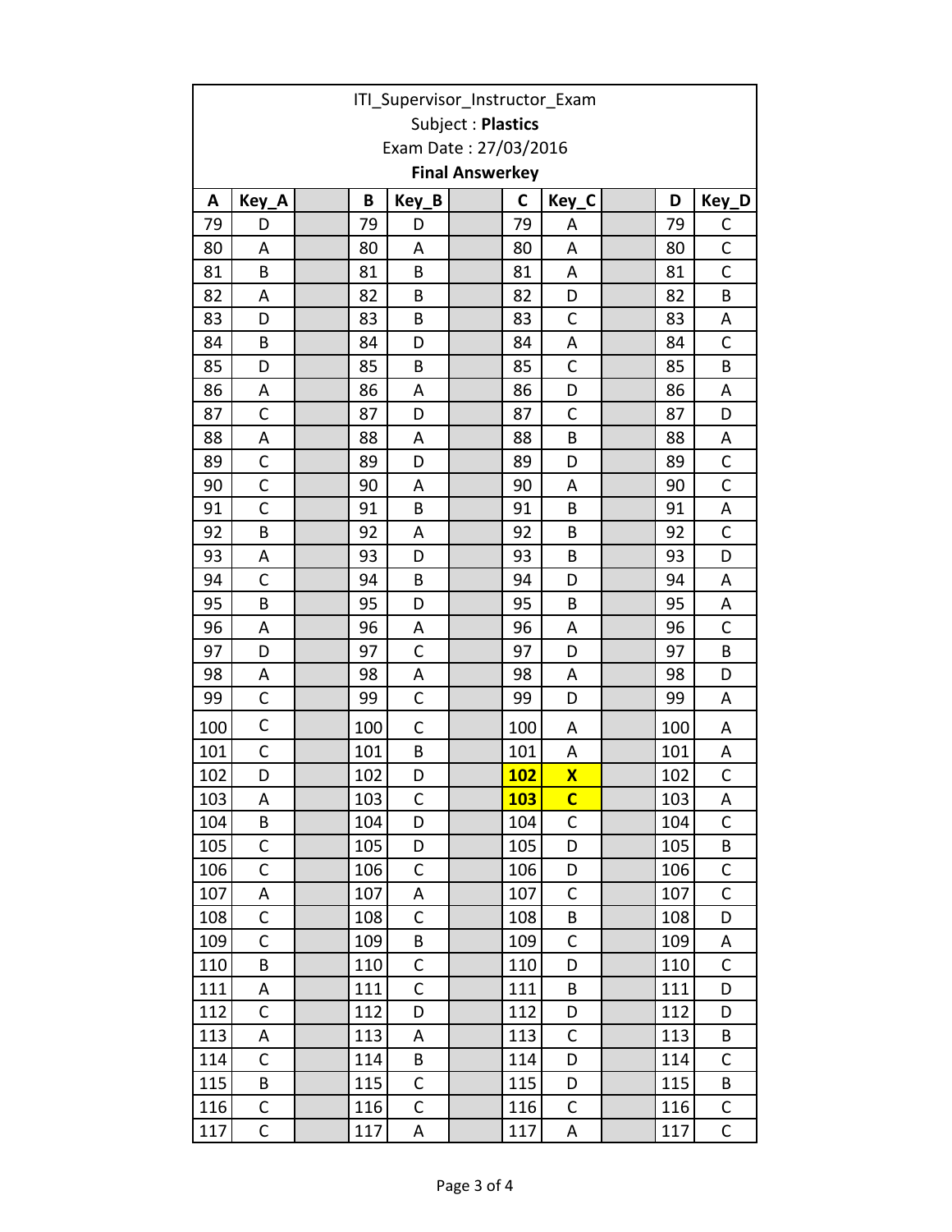ITI_Supervisor_Instructor_Exam

Subject : **Plastics**

Exam Date : 27/03/2016

**Final Answerkey**

| A | Key_A | | B | Key_B | | C | Key_C | | D | Key_D |
|---|---|---|---|---|---|---|---|---|---|---|
| 79 | D | | 79 | D | | 79 | A | | 79 | C |
| 80 | A | | 80 | A | | 80 | A | | 80 | C |
| 81 | B | | 81 | B | | 81 | A | | 81 | C |
| 82 | A | | 82 | B | | 82 | D | | 82 | B |
| 83 | D | | 83 | B | | 83 | C | | 83 | A |
| 84 | B | | 84 | D | | 84 | A | | 84 | C |
| 85 | D | | 85 | B | | 85 | C | | 85 | B |
| 86 | A | | 86 | A | | 86 | D | | 86 | A |
| 87 | C | | 87 | D | | 87 | C | | 87 | D |
| 88 | A | | 88 | A | | 88 | B | | 88 | A |
| 89 | C | | 89 | D | | 89 | D | | 89 | C |
| 90 | C | | 90 | A | | 90 | A | | 90 | C |
| 91 | C | | 91 | B | | 91 | B | | 91 | A |
| 92 | B | | 92 | A | | 92 | B | | 92 | C |
| 93 | A | | 93 | D | | 93 | B | | 93 | D |
| 94 | C | | 94 | B | | 94 | D | | 94 | A |
| 95 | B | | 95 | D | | 95 | B | | 95 | A |
| 96 | A | | 96 | A | | 96 | A | | 96 | C |
| 97 | D | | 97 | C | | 97 | D | | 97 | B |
| 98 | A | | 98 | A | | 98 | A | | 98 | D |
| 99 | C | | 99 | C | | 99 | D | | 99 | A |
| 100 | C | | 100 | C | | 100 | A | | 100 | A |
| 101 | C | | 101 | B | | 101 | A | | 101 | A |
| 102 | D | | 102 | D | | **102** | **X** | | 102 | C |
| 103 | A | | 103 | C | | **103** | **C** | | 103 | A |
| 104 | B | | 104 | D | | 104 | C | | 104 | C |
| 105 | C | | 105 | D | | 105 | D | | 105 | B |
| 106 | C | | 106 | C | | 106 | D | | 106 | C |
| 107 | A | | 107 | A | | 107 | C | | 107 | C |
| 108 | C | | 108 | C | | 108 | B | | 108 | D |
| 109 | C | | 109 | B | | 109 | C | | 109 | A |
| 110 | B | | 110 | C | | 110 | D | | 110 | C |
| 111 | A | | 111 | C | | 111 | B | | 111 | D |
| 112 | C | | 112 | D | | 112 | D | | 112 | D |
| 113 | A | | 113 | A | | 113 | C | | 113 | B |
| 114 | C | | 114 | B | | 114 | D | | 114 | C |
| 115 | B | | 115 | C | | 115 | D | | 115 | B |
| 116 | C | | 116 | C | | 116 | C | | 116 | C |
| 117 | C | | 117 | A | | 117 | A | | 117 | C |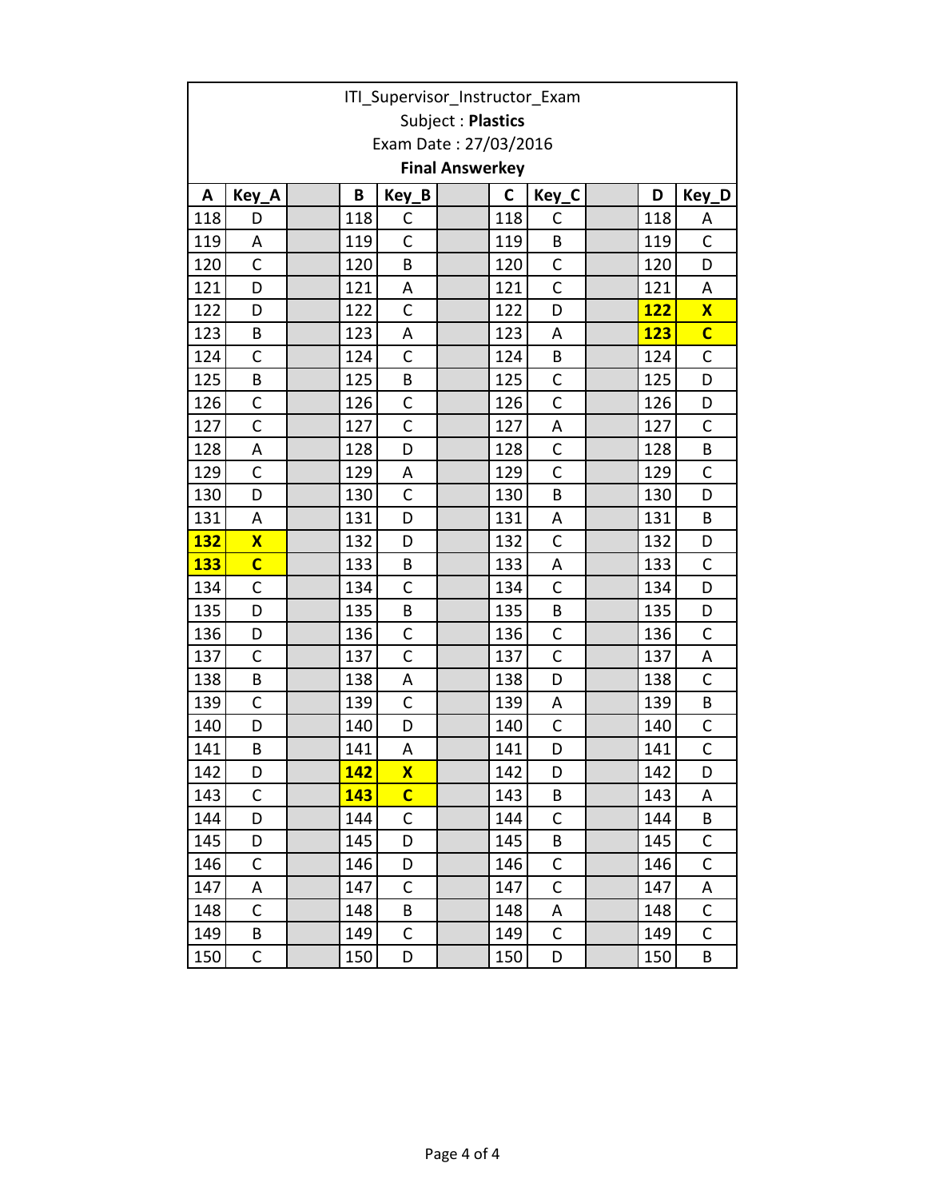ITI_Supervisor_Instructor_Exam

Subject : **Plastics**

Exam Date : 27/03/2016

**Final Answerkey**

| A | Key_A | | B | Key_B | | C | Key_C | | D | Key_D |
|---|---|---|---|---|---|---|---|---|---|---|
| 118 | D | | 118 | C | | 118 | C | | 118 | A |
| 119 | A | | 119 | C | | 119 | B | | 119 | C |
| 120 | C | | 120 | B | | 120 | C | | 120 | D |
| 121 | D | | 121 | A | | 121 | C | | 121 | A |
| 122 | D | | 122 | C | | 122 | D | | **122** | **X** |
| 123 | B | | 123 | A | | 123 | A | | **123** | **C** |
| 124 | C | | 124 | C | | 124 | B | | 124 | C |
| 125 | B | | 125 | B | | 125 | C | | 125 | D |
| 126 | C | | 126 | C | | 126 | C | | 126 | D |
| 127 | C | | 127 | C | | 127 | A | | 127 | C |
| 128 | A | | 128 | D | | 128 | C | | 128 | B |
| 129 | C | | 129 | A | | 129 | C | | 129 | C |
| 130 | D | | 130 | C | | 130 | B | | 130 | D |
| 131 | A | | 131 | D | | 131 | A | | 131 | B |
| **132** | **X** | | 132 | D | | 132 | C | | 132 | D |
| **133** | **C** | | 133 | B | | 133 | A | | 133 | C |
| 134 | C | | 134 | C | | 134 | C | | 134 | D |
| 135 | D | | 135 | B | | 135 | B | | 135 | D |
| 136 | D | | 136 | C | | 136 | C | | 136 | C |
| 137 | C | | 137 | C | | 137 | C | | 137 | A |
| 138 | B | | 138 | A | | 138 | D | | 138 | C |
| 139 | C | | 139 | C | | 139 | A | | 139 | B |
| 140 | D | | 140 | D | | 140 | C | | 140 | C |
| 141 | B | | 141 | A | | 141 | D | | 141 | C |
| 142 | D | | **142** | **X** | | 142 | D | | 142 | D |
| 143 | C | | **143** | **C** | | 143 | B | | 143 | A |
| 144 | D | | 144 | C | | 144 | C | | 144 | B |
| 145 | D | | 145 | D | | 145 | B | | 145 | C |
| 146 | C | | 146 | D | | 146 | C | | 146 | C |
| 147 | A | | 147 | C | | 147 | C | | 147 | A |
| 148 | C | | 148 | B | | 148 | A | | 148 | C |
| 149 | B | | 149 | C | | 149 | C | | 149 | C |
| 150 | C | | 150 | D | | 150 | D | | 150 | B |